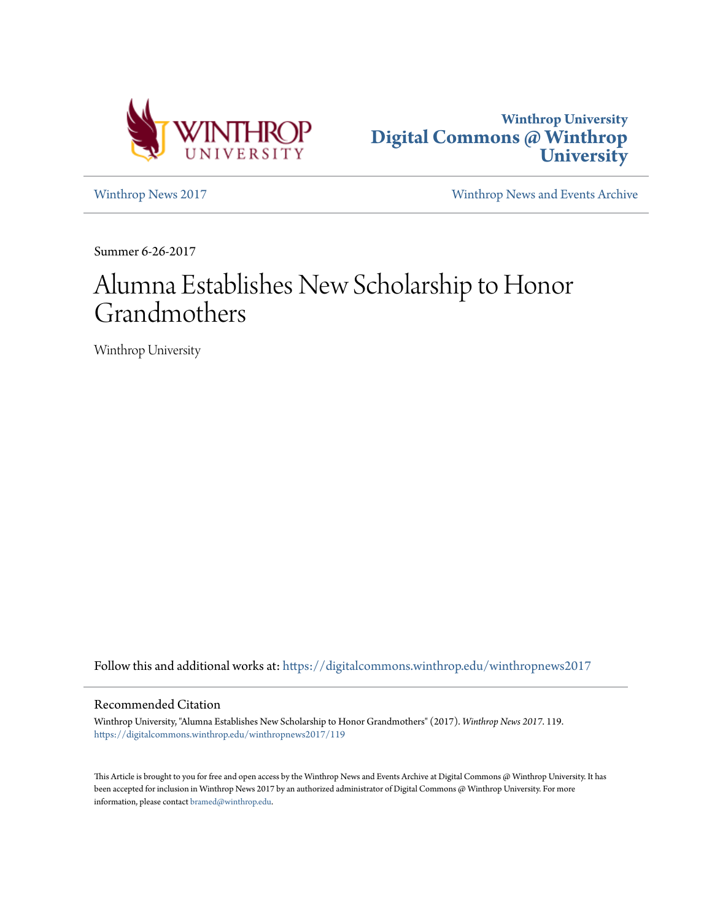Winthrop University
**Digital Commons @ Winthrop University**

Winthrop News 2017 | Winthrop News and Events Archive

Summer 6-26-2017

# Alumna Establishes New Scholarship to Honor Grandmothers

Winthrop University

Follow this and additional works at: https://digitalcommons.winthrop.edu/winthropnews2017

## Recommended Citation

Winthrop University, "Alumna Establishes New Scholarship to Honor Grandmothers" (2017). *Winthrop News 2017*. 119.
https://digitalcommons.winthrop.edu/winthropnews2017/119

This Article is brought to you for free and open access by the Winthrop News and Events Archive at Digital Commons @ Winthrop University. It has been accepted for inclusion in Winthrop News 2017 by an authorized administrator of Digital Commons @ Winthrop University. For more information, please contact bramed@winthrop.edu.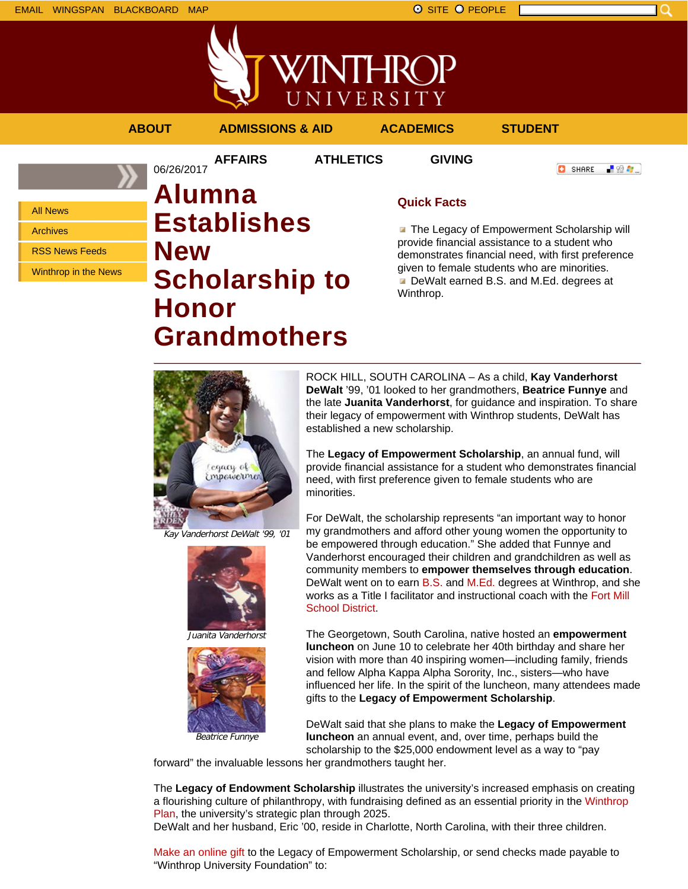EMAIL WINGSPAN BLACKBOARD MAP

SITE PEOPLE

ABOUT ADMISSIONS & AID ACADEMICS STUDENT AFFAIRS ATHLETICS GIVING

- All News
- Archives
- RSS News Feeds
- Winthrop in the News

06/26/2017

# Alumna Establishes New Scholarship to Honor Grandmothers

## Quick Facts

- The Legacy of Empowerment Scholarship will provide financial assistance to a student who demonstrates financial need, with first preference given to female students who are minorities.
- DeWalt earned B.S. and M.Ed. degrees at Winthrop.

*Kay Vanderhorst DeWalt '99, '01*

*Juanita Vanderhorst*

*Beatrice Funnye*

ROCK HILL, SOUTH CAROLINA – As a child, **Kay Vanderhorst DeWalt** '99, '01 looked to her grandmothers, **Beatrice Funnye** and the late **Juanita Vanderhorst**, for guidance and inspiration. To share their legacy of empowerment with Winthrop students, DeWalt has established a new scholarship.

The **Legacy of Empowerment Scholarship**, an annual fund, will provide financial assistance for a student who demonstrates financial need, with first preference given to female students who are minorities.

For DeWalt, the scholarship represents "an important way to honor my grandmothers and afford other young women the opportunity to be empowered through education." She added that Funnye and Vanderhorst encouraged their children and grandchildren as well as community members to **empower themselves through education**. DeWalt went on to earn B.S. and M.Ed. degrees at Winthrop, and she works as a Title I facilitator and instructional coach with the Fort Mill School District.

The Georgetown, South Carolina, native hosted an **empowerment luncheon** on June 10 to celebrate her 40th birthday and share her vision with more than 40 inspiring women—including family, friends and fellow Alpha Kappa Alpha Sorority, Inc., sisters—who have influenced her life. In the spirit of the luncheon, many attendees made gifts to the **Legacy of Empowerment Scholarship**.

DeWalt said that she plans to make the **Legacy of Empowerment luncheon** an annual event, and, over time, perhaps build the scholarship to the $25,000 endowment level as a way to "pay forward" the invaluable lessons her grandmothers taught her.

The **Legacy of Endowment Scholarship** illustrates the university's increased emphasis on creating a flourishing culture of philanthropy, with fundraising defined as an essential priority in the Winthrop Plan, the university's strategic plan through 2025.
DeWalt and her husband, Eric '00, reside in Charlotte, North Carolina, with their three children.

Make an online gift to the Legacy of Empowerment Scholarship, or send checks made payable to "Winthrop University Foundation" to: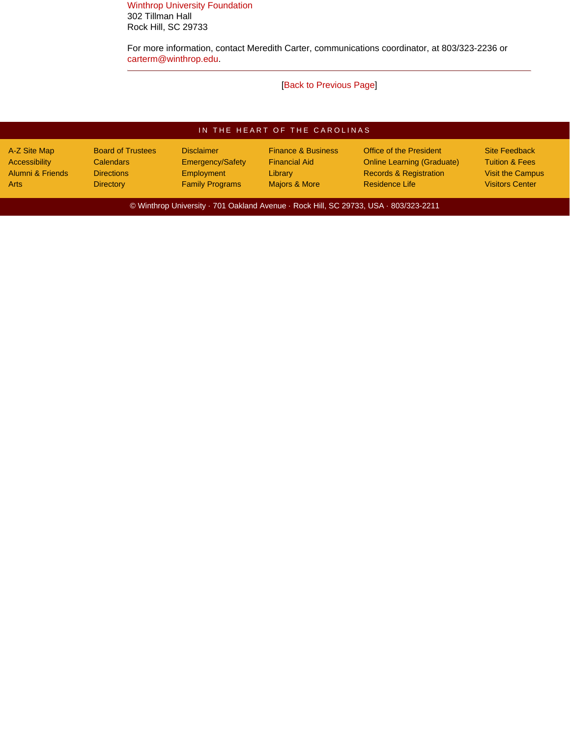Winthrop University Foundation
302 Tillman Hall
Rock Hill, SC 29733

For more information, contact Meredith Carter, communications coordinator, at 803/323-2236 or carterm@winthrop.edu.

---

[Back to Previous Page]

IN THE HEART OF THE CAROLINAS

A-Z Site Map
Accessibility
Alumni & Friends
Arts
Board of Trustees
Calendars
Directions
Directory
Disclaimer
Emergency/Safety
Employment
Family Programs
Finance & Business
Financial Aid
Library
Majors & More
Office of the President
Online Learning (Graduate)
Records & Registration
Residence Life
Site Feedback
Tuition & Fees
Visit the Campus
Visitors Center

© Winthrop University · 701 Oakland Avenue · Rock Hill, SC 29733, USA · 803/323-2211